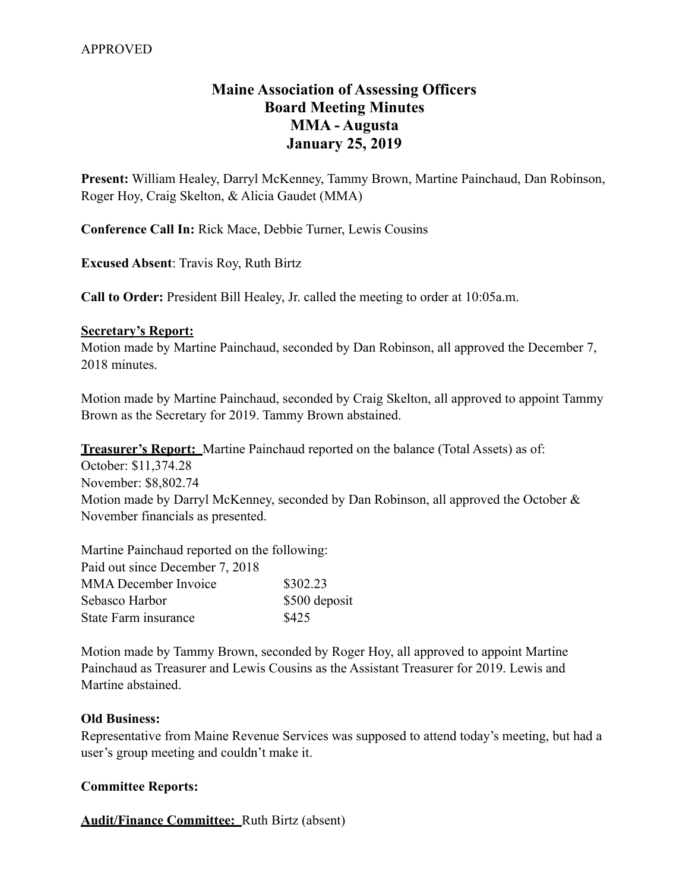APPROVED

# Maine Association of Assessing Officers
## Board Meeting Minutes
## MMA - Augusta
## January 25, 2019

**Present:** William Healey, Darryl McKenney, Tammy Brown, Martine Painchaud, Dan Robinson, Roger Hoy, Craig Skelton, & Alicia Gaudet (MMA)

**Conference Call In:** Rick Mace, Debbie Turner, Lewis Cousins

**Excused Absent**: Travis Roy, Ruth Birtz

**Call to Order:** President Bill Healey, Jr. called the meeting to order at 10:05a.m.

**<u>Secretary's Report:</u>**
Motion made by Martine Painchaud, seconded by Dan Robinson, all approved the December 7, 2018 minutes.

Motion made by Martine Painchaud, seconded by Craig Skelton, all approved to appoint Tammy Brown as the Secretary for 2019. Tammy Brown abstained.

**<u>Treasurer's Report:</u>** Martine Painchaud reported on the balance (Total Assets) as of:
October: $11,374.28
November: $8,802.74
Motion made by Darryl McKenney, seconded by Dan Robinson, all approved the October & November financials as presented.

Martine Painchaud reported on the following:
Paid out since December 7, 2018

| | |
|---|---|
| MMA December Invoice | $302.23 |
| Sebasco Harbor | $500 deposit |
| State Farm insurance | $425 |

Motion made by Tammy Brown, seconded by Roger Hoy, all approved to appoint Martine Painchaud as Treasurer and Lewis Cousins as the Assistant Treasurer for 2019. Lewis and Martine abstained.

**Old Business:**
Representative from Maine Revenue Services was supposed to attend today's meeting, but had a user's group meeting and couldn't make it.

**Committee Reports:**

**<u>Audit/Finance Committee:</u>** Ruth Birtz (absent)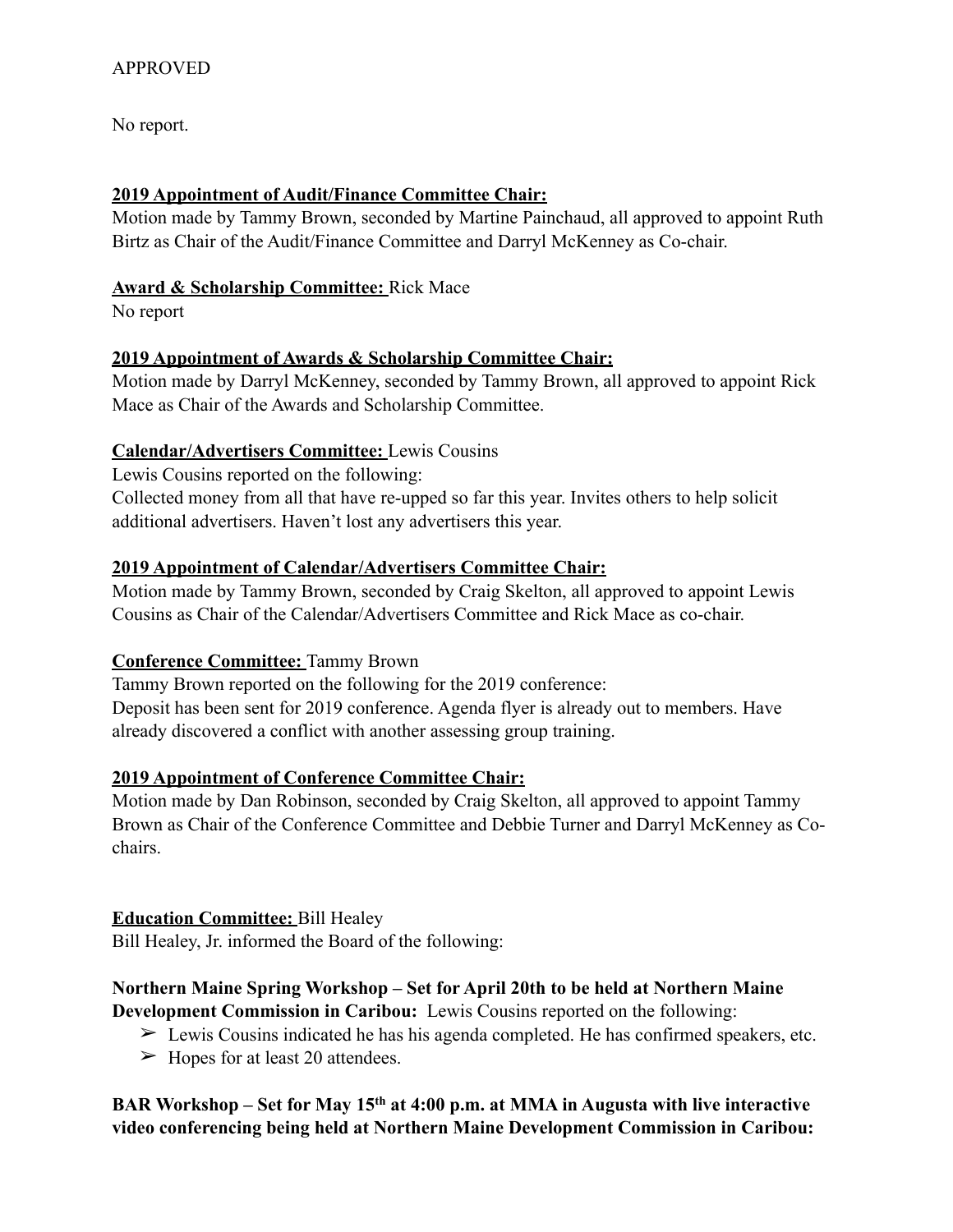APPROVED

No report.

**2019 Appointment of Audit/Finance Committee Chair:**
Motion made by Tammy Brown, seconded by Martine Painchaud, all approved to appoint Ruth Birtz as Chair of the Audit/Finance Committee and Darryl McKenney as Co-chair.

**Award & Scholarship Committee:** Rick Mace
No report

**2019 Appointment of Awards & Scholarship Committee Chair:**
Motion made by Darryl McKenney, seconded by Tammy Brown, all approved to appoint Rick Mace as Chair of the Awards and Scholarship Committee.

**Calendar/Advertisers Committee:** Lewis Cousins
Lewis Cousins reported on the following:
Collected money from all that have re-upped so far this year. Invites others to help solicit additional advertisers. Haven't lost any advertisers this year.

**2019 Appointment of Calendar/Advertisers Committee Chair:**
Motion made by Tammy Brown, seconded by Craig Skelton, all approved to appoint Lewis Cousins as Chair of the Calendar/Advertisers Committee and Rick Mace as co-chair.

**Conference Committee:** Tammy Brown
Tammy Brown reported on the following for the 2019 conference:
Deposit has been sent for 2019 conference. Agenda flyer is already out to members. Have already discovered a conflict with another assessing group training.

**2019 Appointment of Conference Committee Chair:**
Motion made by Dan Robinson, seconded by Craig Skelton, all approved to appoint Tammy Brown as Chair of the Conference Committee and Debbie Turner and Darryl McKenney as Co-chairs.

**Education Committee:** Bill Healey
Bill Healey, Jr. informed the Board of the following:

**Northern Maine Spring Workshop – Set for April 20th to be held at Northern Maine Development Commission in Caribou:** Lewis Cousins reported on the following:

- ➢ Lewis Cousins indicated he has his agenda completed. He has confirmed speakers, etc.
- ➢ Hopes for at least 20 attendees.

**BAR Workshop – Set for May 15th at 4:00 p.m. at MMA in Augusta with live interactive video conferencing being held at Northern Maine Development Commission in Caribou:**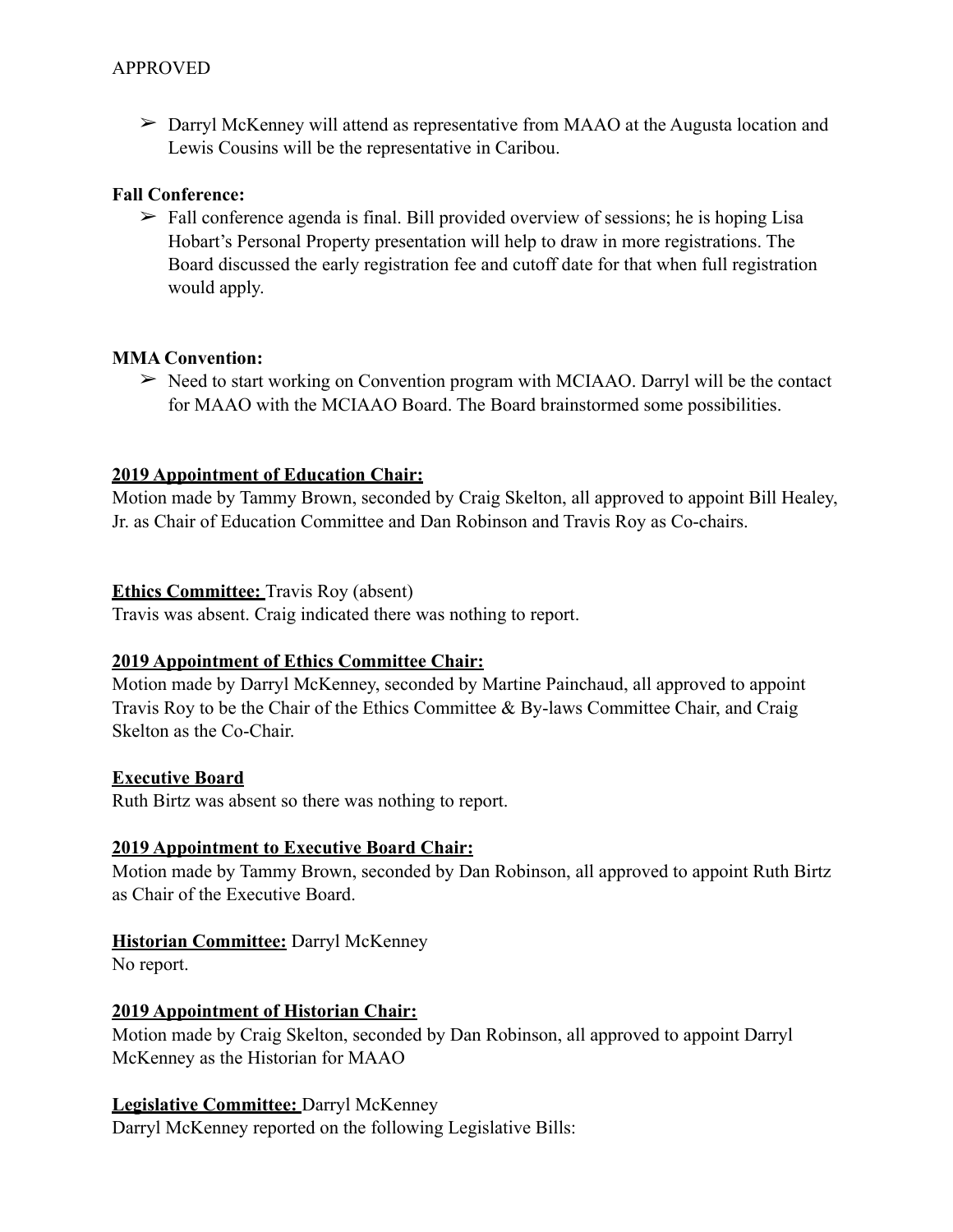APPROVED

- ➢ Darryl McKenney will attend as representative from MAAO at the Augusta location and Lewis Cousins will be the representative in Caribou.

**Fall Conference:**

- ➢ Fall conference agenda is final. Bill provided overview of sessions; he is hoping Lisa Hobart's Personal Property presentation will help to draw in more registrations. The Board discussed the early registration fee and cutoff date for that when full registration would apply.

**MMA Convention:**

- ➢ Need to start working on Convention program with MCIAAO. Darryl will be the contact for MAAO with the MCIAAO Board. The Board brainstormed some possibilities.

**2019 Appointment of Education Chair:**

Motion made by Tammy Brown, seconded by Craig Skelton, all approved to appoint Bill Healey, Jr. as Chair of Education Committee and Dan Robinson and Travis Roy as Co-chairs.

**Ethics Committee:** Travis Roy (absent)

Travis was absent. Craig indicated there was nothing to report.

**2019 Appointment of Ethics Committee Chair:**

Motion made by Darryl McKenney, seconded by Martine Painchaud, all approved to appoint Travis Roy to be the Chair of the Ethics Committee & By-laws Committee Chair, and Craig Skelton as the Co-Chair.

**Executive Board**

Ruth Birtz was absent so there was nothing to report.

**2019 Appointment to Executive Board Chair:**

Motion made by Tammy Brown, seconded by Dan Robinson, all approved to appoint Ruth Birtz as Chair of the Executive Board.

**Historian Committee:** Darryl McKenney

No report.

**2019 Appointment of Historian Chair:**

Motion made by Craig Skelton, seconded by Dan Robinson, all approved to appoint Darryl McKenney as the Historian for MAAO

**Legislative Committee:** Darryl McKenney

Darryl McKenney reported on the following Legislative Bills: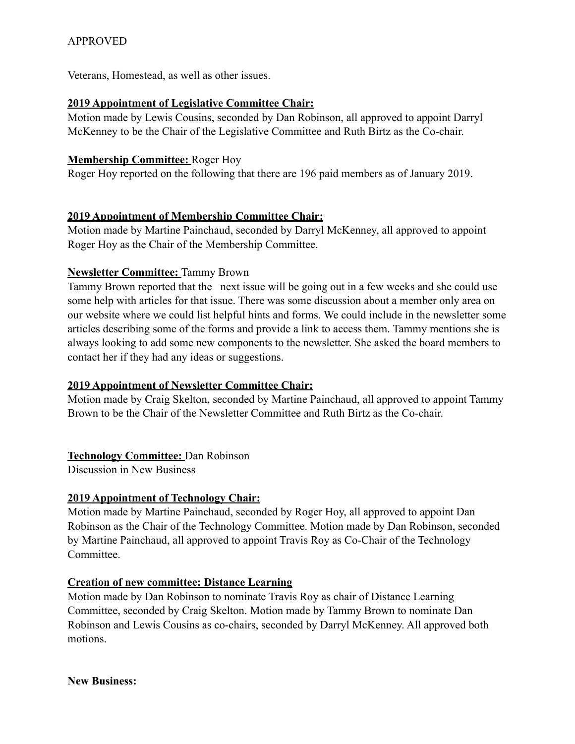APPROVED

Veterans, Homestead, as well as other issues.

**2019 Appointment of Legislative Committee Chair:**

Motion made by Lewis Cousins, seconded by Dan Robinson, all approved to appoint Darryl McKenney to be the Chair of the Legislative Committee and Ruth Birtz as the Co-chair.

**Membership Committee:** Roger Hoy

Roger Hoy reported on the following that there are 196 paid members as of January 2019.

**2019 Appointment of Membership Committee Chair:**

Motion made by Martine Painchaud, seconded by Darryl McKenney, all approved to appoint Roger Hoy as the Chair of the Membership Committee.

**Newsletter Committee:** Tammy Brown

Tammy Brown reported that the next issue will be going out in a few weeks and she could use some help with articles for that issue. There was some discussion about a member only area on our website where we could list helpful hints and forms. We could include in the newsletter some articles describing some of the forms and provide a link to access them. Tammy mentions she is always looking to add some new components to the newsletter. She asked the board members to contact her if they had any ideas or suggestions.

**2019 Appointment of Newsletter Committee Chair:**

Motion made by Craig Skelton, seconded by Martine Painchaud, all approved to appoint Tammy Brown to be the Chair of the Newsletter Committee and Ruth Birtz as the Co-chair.

**Technology Committee:** Dan Robinson

Discussion in New Business

**2019 Appointment of Technology Chair:**

Motion made by Martine Painchaud, seconded by Roger Hoy, all approved to appoint Dan Robinson as the Chair of the Technology Committee. Motion made by Dan Robinson, seconded by Martine Painchaud, all approved to appoint Travis Roy as Co-Chair of the Technology Committee.

**Creation of new committee: Distance Learning**

Motion made by Dan Robinson to nominate Travis Roy as chair of Distance Learning Committee, seconded by Craig Skelton. Motion made by Tammy Brown to nominate Dan Robinson and Lewis Cousins as co-chairs, seconded by Darryl McKenney. All approved both motions.

**New Business:**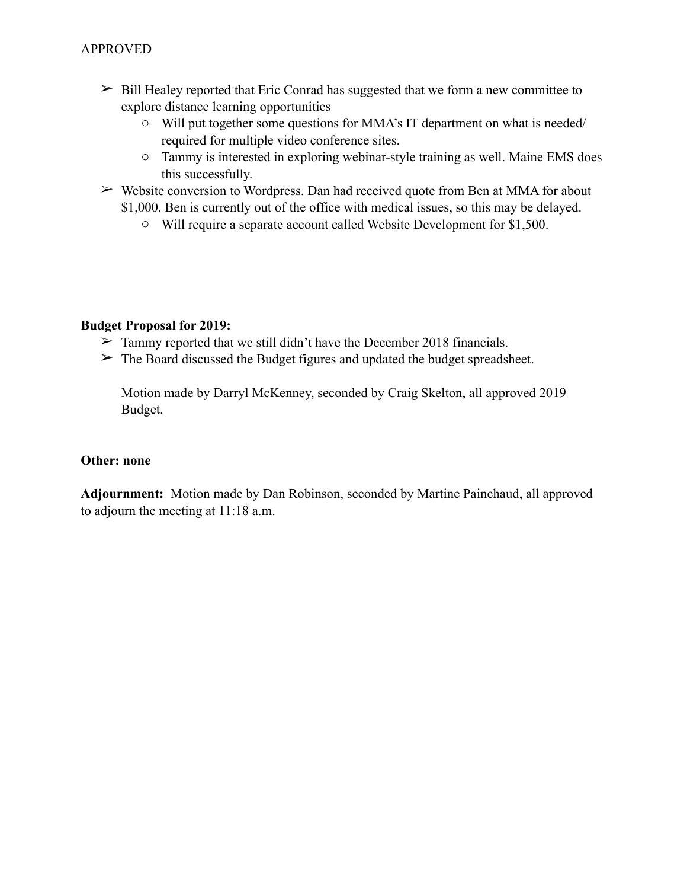APPROVED

- ➢ Bill Healey reported that Eric Conrad has suggested that we form a new committee to explore distance learning opportunities
  - Will put together some questions for MMA's IT department on what is needed/ required for multiple video conference sites.
  - Tammy is interested in exploring webinar-style training as well. Maine EMS does this successfully.
- ➢ Website conversion to Wordpress. Dan had received quote from Ben at MMA for about $1,000. Ben is currently out of the office with medical issues, so this may be delayed.
  - Will require a separate account called Website Development for $1,500.

**Budget Proposal for 2019:**

- ➢ Tammy reported that we still didn't have the December 2018 financials.
- ➢ The Board discussed the Budget figures and updated the budget spreadsheet.

  Motion made by Darryl McKenney, seconded by Craig Skelton, all approved 2019 Budget.

**Other: none**

**Adjournment:** Motion made by Dan Robinson, seconded by Martine Painchaud, all approved to adjourn the meeting at 11:18 a.m.